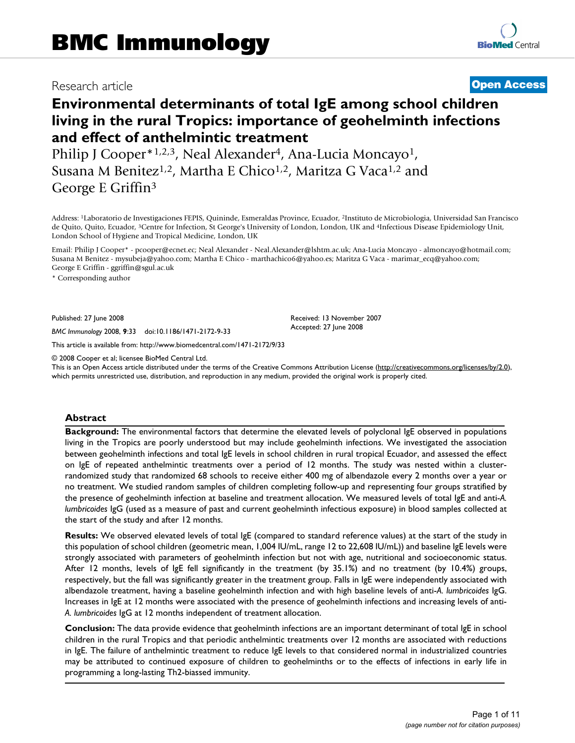# BMC Immunology

Research article

**Open Access**

# Environmental determinants of total IgE among school children living in the rural Tropics: importance of geohelminth infections and effect of anthelmintic treatment

Philip J Cooper*[1,2,3], Neal Alexander[4], Ana-Lucia Moncayo[1], Susana M Benitez[1,2], Martha E Chico[1,2], Maritza G Vaca[1,2] and George E Griffin[3]

Address: [1]Laboratorio de Investigaciones FEPIS, Quininde, Esmeraldas Province, Ecuador, [2]Instituto de Microbiologia, Universidad San Francisco de Quito, Quito, Ecuador, [3]Centre for Infection, St George's University of London, London, UK and [4]Infectious Disease Epidemiology Unit, London School of Hygiene and Tropical Medicine, London, UK

Email: Philip J Cooper* - pcooper@ecnet.ec; Neal Alexander - Neal.Alexander@lshtm.ac.uk; Ana-Lucia Moncayo - almoncayo@hotmail.com; Susana M Benitez - mysubeja@yahoo.com; Martha E Chico - marthachico6@yahoo.es; Maritza G Vaca - marimar_ecq@yahoo.com; George E Griffin - ggriffin@sgul.ac.uk

\* Corresponding author

Published: 27 June 2008

*BMC Immunology* 2008, **9**:33 doi:10.1186/1471-2172-9-33

Received: 13 November 2007
Accepted: 27 June 2008

This article is available from: http://www.biomedcentral.com/1471-2172/9/33

© 2008 Cooper et al; licensee BioMed Central Ltd.

This is an Open Access article distributed under the terms of the Creative Commons Attribution License (http://creativecommons.org/licenses/by/2.0), which permits unrestricted use, distribution, and reproduction in any medium, provided the original work is properly cited.

## Abstract

**Background:** The environmental factors that determine the elevated levels of polyclonal IgE observed in populations living in the Tropics are poorly understood but may include geohelminth infections. We investigated the association between geohelminth infections and total IgE levels in school children in rural tropical Ecuador, and assessed the effect on IgE of repeated anthelmintic treatments over a period of 12 months. The study was nested within a cluster-randomized study that randomized 68 schools to receive either 400 mg of albendazole every 2 months over a year or no treatment. We studied random samples of children completing follow-up and representing four groups stratified by the presence of geohelminth infection at baseline and treatment allocation. We measured levels of total IgE and anti-*A. lumbricoides* IgG (used as a measure of past and current geohelminth infectious exposure) in blood samples collected at the start of the study and after 12 months.

**Results:** We observed elevated levels of total IgE (compared to standard reference values) at the start of the study in this population of school children (geometric mean, 1,004 IU/mL, range 12 to 22,608 IU/mL)) and baseline IgE levels were strongly associated with parameters of geohelminth infection but not with age, nutritional and socioeconomic status. After 12 months, levels of IgE fell significantly in the treatment (by 35.1%) and no treatment (by 10.4%) groups, respectively, but the fall was significantly greater in the treatment group. Falls in IgE were independently associated with albendazole treatment, having a baseline geohelminth infection and with high baseline levels of anti-*A. lumbricoides* IgG. Increases in IgE at 12 months were associated with the presence of geohelminth infections and increasing levels of anti-*A. lumbricoides* IgG at 12 months independent of treatment allocation.

**Conclusion:** The data provide evidence that geohelminth infections are an important determinant of total IgE in school children in the rural Tropics and that periodic anthelmintic treatments over 12 months are associated with reductions in IgE. The failure of anthelmintic treatment to reduce IgE levels to that considered normal in industrialized countries may be attributed to continued exposure of children to geohelminths or to the effects of infections in early life in programming a long-lasting Th2-biassed immunity.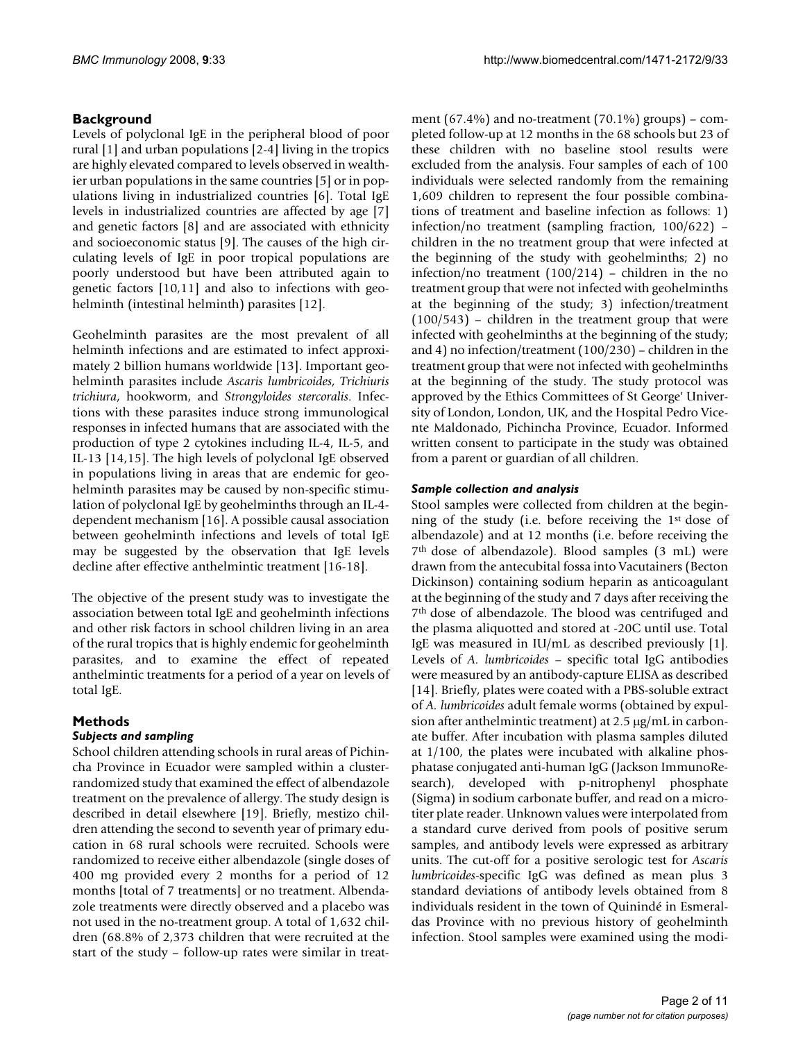## Background

Levels of polyclonal IgE in the peripheral blood of poor rural [1] and urban populations [2-4] living in the tropics are highly elevated compared to levels observed in wealthier urban populations in the same countries [5] or in populations living in industrialized countries [6]. Total IgE levels in industrialized countries are affected by age [7] and genetic factors [8] and are associated with ethnicity and socioeconomic status [9]. The causes of the high circulating levels of IgE in poor tropical populations are poorly understood but have been attributed again to genetic factors [10,11] and also to infections with geohelminth (intestinal helminth) parasites [12].

Geohelminth parasites are the most prevalent of all helminth infections and are estimated to infect approximately 2 billion humans worldwide [13]. Important geohelminth parasites include *Ascaris lumbricoides*, *Trichiuris trichiura*, hookworm, and *Strongyloides stercoralis*. Infections with these parasites induce strong immunological responses in infected humans that are associated with the production of type 2 cytokines including IL-4, IL-5, and IL-13 [14,15]. The high levels of polyclonal IgE observed in populations living in areas that are endemic for geohelminth parasites may be caused by non-specific stimulation of polyclonal IgE by geohelminths through an IL-4-dependent mechanism [16]. A possible causal association between geohelminth infections and levels of total IgE may be suggested by the observation that IgE levels decline after effective anthelmintic treatment [16-18].

The objective of the present study was to investigate the association between total IgE and geohelminth infections and other risk factors in school children living in an area of the rural tropics that is highly endemic for geohelminth parasites, and to examine the effect of repeated anthelmintic treatments for a period of a year on levels of total IgE.

## Methods

### Subjects and sampling

School children attending schools in rural areas of Pichincha Province in Ecuador were sampled within a cluster-randomized study that examined the effect of albendazole treatment on the prevalence of allergy. The study design is described in detail elsewhere [19]. Briefly, mestizo children attending the second to seventh year of primary education in 68 rural schools were recruited. Schools were randomized to receive either albendazole (single doses of 400 mg provided every 2 months for a period of 12 months [total of 7 treatments] or no treatment. Albendazole treatments were directly observed and a placebo was not used in the no-treatment group. A total of 1,632 children (68.8% of 2,373 children that were recruited at the start of the study – follow-up rates were similar in treatment (67.4%) and no-treatment (70.1%) groups) – completed follow-up at 12 months in the 68 schools but 23 of these children with no baseline stool results were excluded from the analysis. Four samples of each of 100 individuals were selected randomly from the remaining 1,609 children to represent the four possible combinations of treatment and baseline infection as follows: 1) infection/no treatment (sampling fraction, 100/622) – children in the no treatment group that were infected at the beginning of the study with geohelminths; 2) no infection/no treatment (100/214) – children in the no treatment group that were not infected with geohelminths at the beginning of the study; 3) infection/treatment (100/543) – children in the treatment group that were infected with geohelminths at the beginning of the study; and 4) no infection/treatment (100/230) – children in the treatment group that were not infected with geohelminths at the beginning of the study. The study protocol was approved by the Ethics Committees of St George' University of London, London, UK, and the Hospital Pablo Vicente Maldonado, Pichincha Province, Ecuador. Informed written consent to participate in the study was obtained from a parent or guardian of all children.

### Sample collection and analysis

Stool samples were collected from children at the beginning of the study (i.e. before receiving the 1st dose of albendazole) and at 12 months (i.e. before receiving the 7th dose of albendazole). Blood samples (3 mL) were drawn from the antecubital fossa into Vacutainers (Becton Dickinson) containing sodium heparin as anticoagulant at the beginning of the study and 7 days after receiving the 7th dose of albendazole. The blood was centrifuged and the plasma aliquotted and stored at -20C until use. Total IgE was measured in IU/mL as described previously [1]. Levels of *A. lumbricoides* – specific total IgG antibodies were measured by an antibody-capture ELISA as described [14]. Briefly, plates were coated with a PBS-soluble extract of *A. lumbricoides* adult female worms (obtained by expulsion after anthelmintic treatment) at 2.5 μg/mL in carbonate buffer. After incubation with plasma samples diluted at 1/100, the plates were incubated with alkaline phosphatase conjugated anti-human IgG (Jackson ImmunoResearch), developed with p-nitrophenyl phosphate (Sigma) in sodium carbonate buffer, and read on a microtiter plate reader. Unknown values were interpolated from a standard curve derived from pools of positive serum samples, and antibody levels were expressed as arbitrary units. The cut-off for a positive serologic test for *Ascaris lumbricoides*-specific IgG was defined as mean plus 3 standard deviations of antibody levels obtained from 8 individuals resident in the town of Quinindé in Esmeraldas Province with no previous history of geohelminth infection. Stool samples were examined using the modi-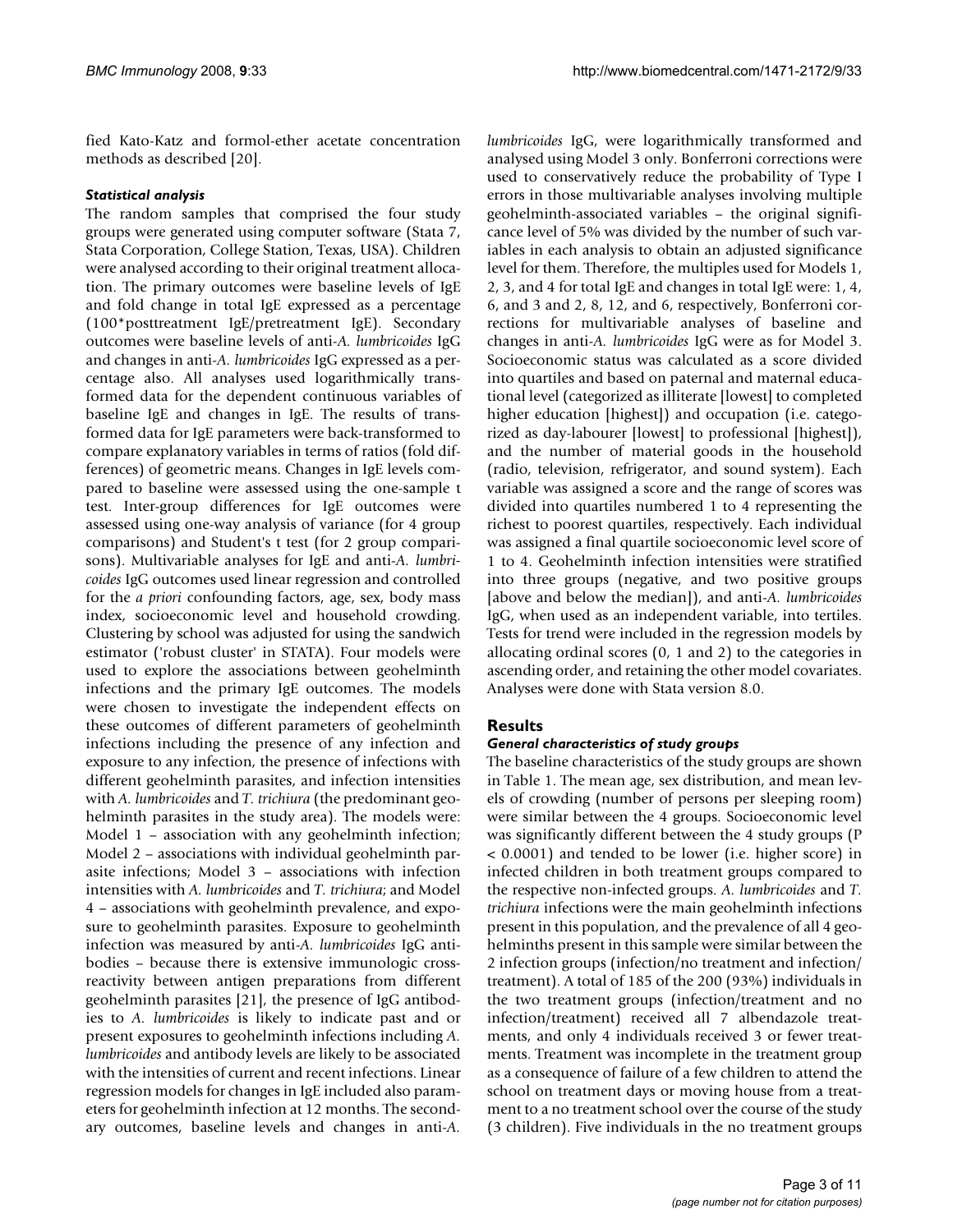fied Kato-Katz and formol-ether acetate concentration methods as described [20].

### *Statistical analysis*

The random samples that comprised the four study groups were generated using computer software (Stata 7, Stata Corporation, College Station, Texas, USA). Children were analysed according to their original treatment allocation. The primary outcomes were baseline levels of IgE and fold change in total IgE expressed as a percentage (100*posttreatment IgE/pretreatment IgE). Secondary outcomes were baseline levels of anti-*A. lumbricoides* IgG and changes in anti-*A. lumbricoides* IgG expressed as a percentage also. All analyses used logarithmically transformed data for the dependent continuous variables of baseline IgE and changes in IgE. The results of transformed data for IgE parameters were back-transformed to compare explanatory variables in terms of ratios (fold differences) of geometric means. Changes in IgE levels compared to baseline were assessed using the one-sample t test. Inter-group differences for IgE outcomes were assessed using one-way analysis of variance (for 4 group comparisons) and Student's t test (for 2 group comparisons). Multivariable analyses for IgE and anti-*A. lumbricoides* IgG outcomes used linear regression and controlled for the *a priori* confounding factors, age, sex, body mass index, socioeconomic level and household crowding. Clustering by school was adjusted for using the sandwich estimator ('robust cluster' in STATA). Four models were used to explore the associations between geohelminth infections and the primary IgE outcomes. The models were chosen to investigate the independent effects on these outcomes of different parameters of geohelminth infections including the presence of any infection and exposure to any infection, the presence of infections with different geohelminth parasites, and infection intensities with *A. lumbricoides* and *T. trichiura* (the predominant geohelminth parasites in the study area). The models were: Model 1 – association with any geohelminth infection; Model 2 – associations with individual geohelminth parasite infections; Model 3 – associations with infection intensities with *A. lumbricoides* and *T. trichiura*; and Model 4 – associations with geohelminth prevalence, and exposure to geohelminth parasites. Exposure to geohelminth infection was measured by anti-*A. lumbricoides* IgG antibodies – because there is extensive immunologic cross-reactivity between antigen preparations from different geohelminth parasites [21], the presence of IgG antibodies to *A. lumbricoides* is likely to indicate past and or present exposures to geohelminth infections including *A. lumbricoides* and antibody levels are likely to be associated with the intensities of current and recent infections. Linear regression models for changes in IgE included also parameters for geohelminth infection at 12 months. The secondary outcomes, baseline levels and changes in anti-*A. lumbricoides* IgG, were logarithmically transformed and analysed using Model 3 only. Bonferroni corrections were used to conservatively reduce the probability of Type I errors in those multivariable analyses involving multiple geohelminth-associated variables – the original significance level of 5% was divided by the number of such variables in each analysis to obtain an adjusted significance level for them. Therefore, the multiples used for Models 1, 2, 3, and 4 for total IgE and changes in total IgE were: 1, 4, 6, and 3 and 2, 8, 12, and 6, respectively, Bonferroni corrections for multivariable analyses of baseline and changes in anti-*A. lumbricoides* IgG were as for Model 3. Socioeconomic status was calculated as a score divided into quartiles and based on paternal and maternal educational level (categorized as illiterate [lowest] to completed higher education [highest]) and occupation (i.e. categorized as day-labourer [lowest] to professional [highest]), and the number of material goods in the household (radio, television, refrigerator, and sound system). Each variable was assigned a score and the range of scores was divided into quartiles numbered 1 to 4 representing the richest to poorest quartiles, respectively. Each individual was assigned a final quartile socioeconomic level score of 1 to 4. Geohelminth infection intensities were stratified into three groups (negative, and two positive groups [above and below the median]), and anti-*A. lumbricoides* IgG, when used as an independent variable, into tertiles. Tests for trend were included in the regression models by allocating ordinal scores (0, 1 and 2) to the categories in ascending order, and retaining the other model covariates. Analyses were done with Stata version 8.0.

## Results

### *General characteristics of study groups*

The baseline characteristics of the study groups are shown in Table 1. The mean age, sex distribution, and mean levels of crowding (number of persons per sleeping room) were similar between the 4 groups. Socioeconomic level was significantly different between the 4 study groups ($P < 0.0001$) and tended to be lower (i.e. higher score) in infected children in both treatment groups compared to the respective non-infected groups. *A. lumbricoides* and *T. trichiura* infections were the main geohelminth infections present in this population, and the prevalence of all 4 geohelminths present in this sample were similar between the 2 infection groups (infection/no treatment and infection/treatment). A total of 185 of the 200 (93%) individuals in the two treatment groups (infection/treatment and no infection/treatment) received all 7 albendazole treatments, and only 4 individuals received 3 or fewer treatments. Treatment was incomplete in the treatment group as a consequence of failure of a few children to attend the school on treatment days or moving house from a treatment to a no treatment school over the course of the study (3 children). Five individuals in the no treatment groups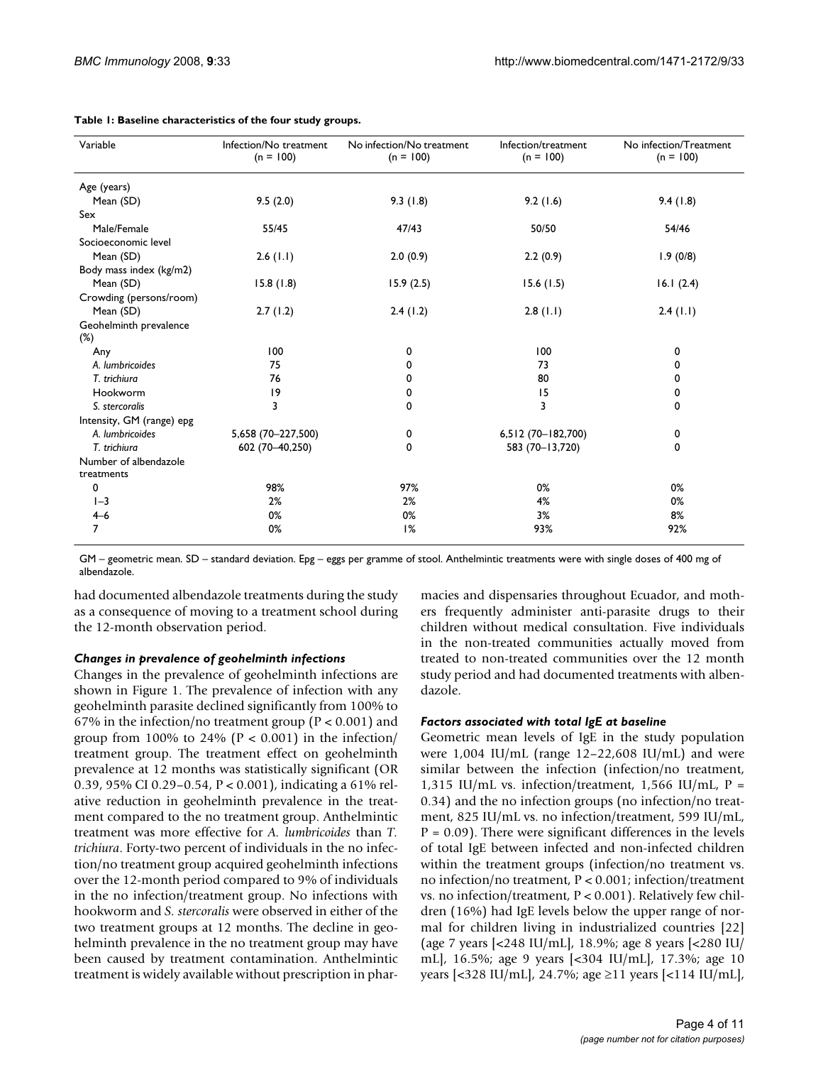**Table 1: Baseline characteristics of the four study groups.**

| Variable | Infection/No treatment (n = 100) | No infection/No treatment (n = 100) | Infection/treatment (n = 100) | No infection/Treatment (n = 100) |
|---|---|---|---|---|
| Age (years) | | | | |
| Mean (SD) | 9.5 (2.0) | 9.3 (1.8) | 9.2 (1.6) | 9.4 (1.8) |
| Sex | | | | |
| Male/Female | 55/45 | 47/43 | 50/50 | 54/46 |
| Socioeconomic level | | | | |
| Mean (SD) | 2.6 (1.1) | 2.0 (0.9) | 2.2 (0.9) | 1.9 (0/8) |
| Body mass index (kg/m2) | | | | |
| Mean (SD) | 15.8 (1.8) | 15.9 (2.5) | 15.6 (1.5) | 16.1 (2.4) |
| Crowding (persons/room) | | | | |
| Mean (SD) | 2.7 (1.2) | 2.4 (1.2) | 2.8 (1.1) | 2.4 (1.1) |
| Geohelminth prevalence (%) | | | | |
| Any | 100 | 0 | 100 | 0 |
| *A. lumbricoides* | 75 | 0 | 73 | 0 |
| *T. trichiura* | 76 | 0 | 80 | 0 |
| Hookworm | 19 | 0 | 15 | 0 |
| *S. stercoralis* | 3 | 0 | 3 | 0 |
| Intensity, GM (range) epg | | | | |
| *A. lumbricoides* | 5,658 (70–227,500) | 0 | 6,512 (70–182,700) | 0 |
| *T. trichiura* | 602 (70–40,250) | 0 | 583 (70–13,720) | 0 |
| Number of albendazole treatments | | | | |
| 0 | 98% | 97% | 0% | 0% |
| 1–3 | 2% | 2% | 4% | 0% |
| 4–6 | 0% | 0% | 3% | 8% |
| 7 | 0% | 1% | 93% | 92% |

GM – geometric mean. SD – standard deviation. Epg – eggs per gramme of stool. Anthelmintic treatments were with single doses of 400 mg of albendazole.

had documented albendazole treatments during the study as a consequence of moving to a treatment school during the 12-month observation period.

### *Changes in prevalence of geohelminth infections*

Changes in the prevalence of geohelminth infections are shown in Figure 1. The prevalence of infection with any geohelminth parasite declined significantly from 100% to 67% in the infection/no treatment group ($P < 0.001$) and group from 100% to 24% ($P < 0.001$) in the infection/treatment group. The treatment effect on geohelminth prevalence at 12 months was statistically significant (OR 0.39, 95% CI 0.29–0.54, $P < 0.001$), indicating a 61% relative reduction in geohelminth prevalence in the treatment compared to the no treatment group. Anthelmintic treatment was more effective for *A. lumbricoides* than *T. trichiura*. Forty-two percent of individuals in the no infection/no treatment group acquired geohelminth infections over the 12-month period compared to 9% of individuals in the no infection/treatment group. No infections with hookworm and *S. stercoralis* were observed in either of the two treatment groups at 12 months. The decline in geohelminth prevalence in the no treatment group may have been caused by treatment contamination. Anthelmintic treatment is widely available without prescription in pharmacies and dispensaries throughout Ecuador, and mothers frequently administer anti-parasite drugs to their children without medical consultation. Five individuals in the non-treated communities actually moved from treated to non-treated communities over the 12 month study period and had documented treatments with albendazole.

### *Factors associated with total IgE at baseline*

Geometric mean levels of IgE in the study population were 1,004 IU/mL (range 12–22,608 IU/mL) and were similar between the infection (infection/no treatment, 1,315 IU/mL vs. infection/treatment, 1,566 IU/mL, $P = 0.34$) and the no infection groups (no infection/no treatment, 825 IU/mL vs. no infection/treatment, 599 IU/mL, $P = 0.09$). There were significant differences in the levels of total IgE between infected and non-infected children within the treatment groups (infection/no treatment vs. no infection/no treatment, $P < 0.001$; infection/treatment vs. no infection/treatment, $P < 0.001$). Relatively few children (16%) had IgE levels below the upper range of normal for children living in industrialized countries [22] (age 7 years [<248 IU/mL], 18.9%; age 8 years [<280 IU/mL], 16.5%; age 9 years [<304 IU/mL], 17.3%; age 10 years [<328 IU/mL], 24.7%; age ≥11 years [<114 IU/mL],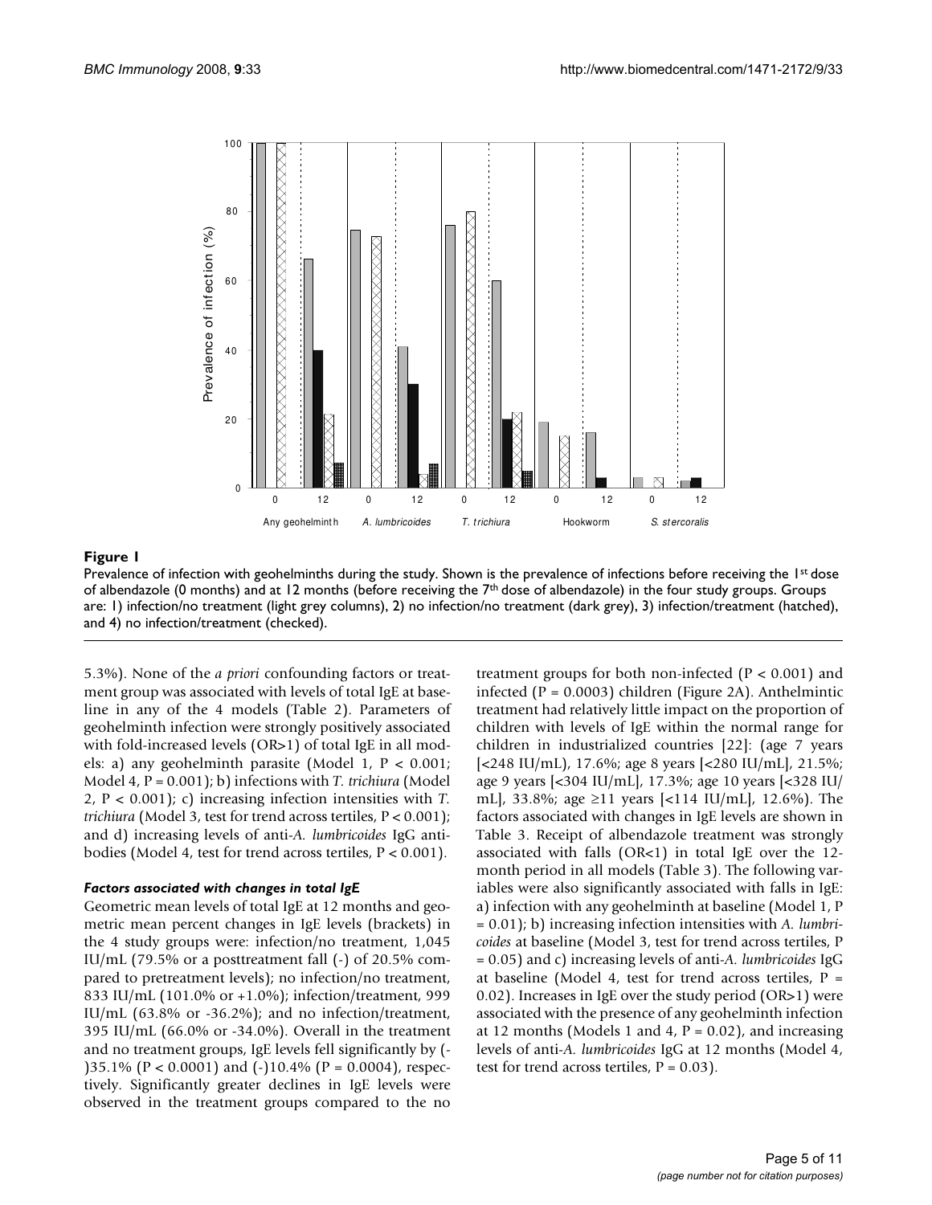**Figure 1**

Prevalence of infection with geohelminths during the study. Shown is the prevalence of infections before receiving the 1st dose of albendazole (0 months) and at 12 months (before receiving the 7th dose of albendazole) in the four study groups. Groups are: 1) infection/no treatment (light grey columns), 2) no infection/no treatment (dark grey), 3) infection/treatment (hatched), and 4) no infection/treatment (checked).

5.3%). None of the *a priori* confounding factors or treatment group was associated with levels of total IgE at baseline in any of the 4 models (Table 2). Parameters of geohelminth infection were strongly positively associated with fold-increased levels (OR>1) of total IgE in all models: a) any geohelminth parasite (Model 1, P < 0.001; Model 4, P = 0.001); b) infections with *T. trichiura* (Model 2, P < 0.001); c) increasing infection intensities with *T. trichiura* (Model 3, test for trend across tertiles, P < 0.001); and d) increasing levels of anti-*A. lumbricoides* IgG antibodies (Model 4, test for trend across tertiles, P < 0.001).

### *Factors associated with changes in total IgE*

Geometric mean levels of total IgE at 12 months and geometric mean percent changes in IgE levels (brackets) in the 4 study groups were: infection/no treatment, 1,045 IU/mL (79.5% or a posttreatment fall (-) of 20.5% compared to pretreatment levels); no infection/no treatment, 833 IU/mL (101.0% or +1.0%); infection/treatment, 999 IU/mL (63.8% or -36.2%); and no infection/treatment, 395 IU/mL (66.0% or -34.0%). Overall in the treatment and no treatment groups, IgE levels fell significantly by (-)35.1% (P < 0.0001) and (-)10.4% (P = 0.0004), respectively. Significantly greater declines in IgE levels were observed in the treatment groups compared to the no treatment groups for both non-infected (P < 0.001) and infected (P = 0.0003) children (Figure 2A). Anthelmintic treatment had relatively little impact on the proportion of children with levels of IgE within the normal range for children in industrialized countries [22]: (age 7 years [<248 IU/mL], 17.6%; age 8 years [<280 IU/mL], 21.5%; age 9 years [<304 IU/mL], 17.3%; age 10 years [<328 IU/mL], 33.8%; age ≥11 years [<114 IU/mL], 12.6%). The factors associated with changes in IgE levels are shown in Table 3. Receipt of albendazole treatment was strongly associated with falls (OR<1) in total IgE over the 12-month period in all models (Table 3). The following variables were also significantly associated with falls in IgE: a) infection with any geohelminth at baseline (Model 1, P = 0.01); b) increasing infection intensities with *A. lumbricoides* at baseline (Model 3, test for trend across tertiles, P = 0.05) and c) increasing levels of anti-*A. lumbricoides* IgG at baseline (Model 4, test for trend across tertiles, P = 0.02). Increases in IgE over the study period (OR>1) were associated with the presence of any geohelminth infection at 12 months (Models 1 and 4, P = 0.02), and increasing levels of anti-*A. lumbricoides* IgG at 12 months (Model 4, test for trend across tertiles, P = 0.03).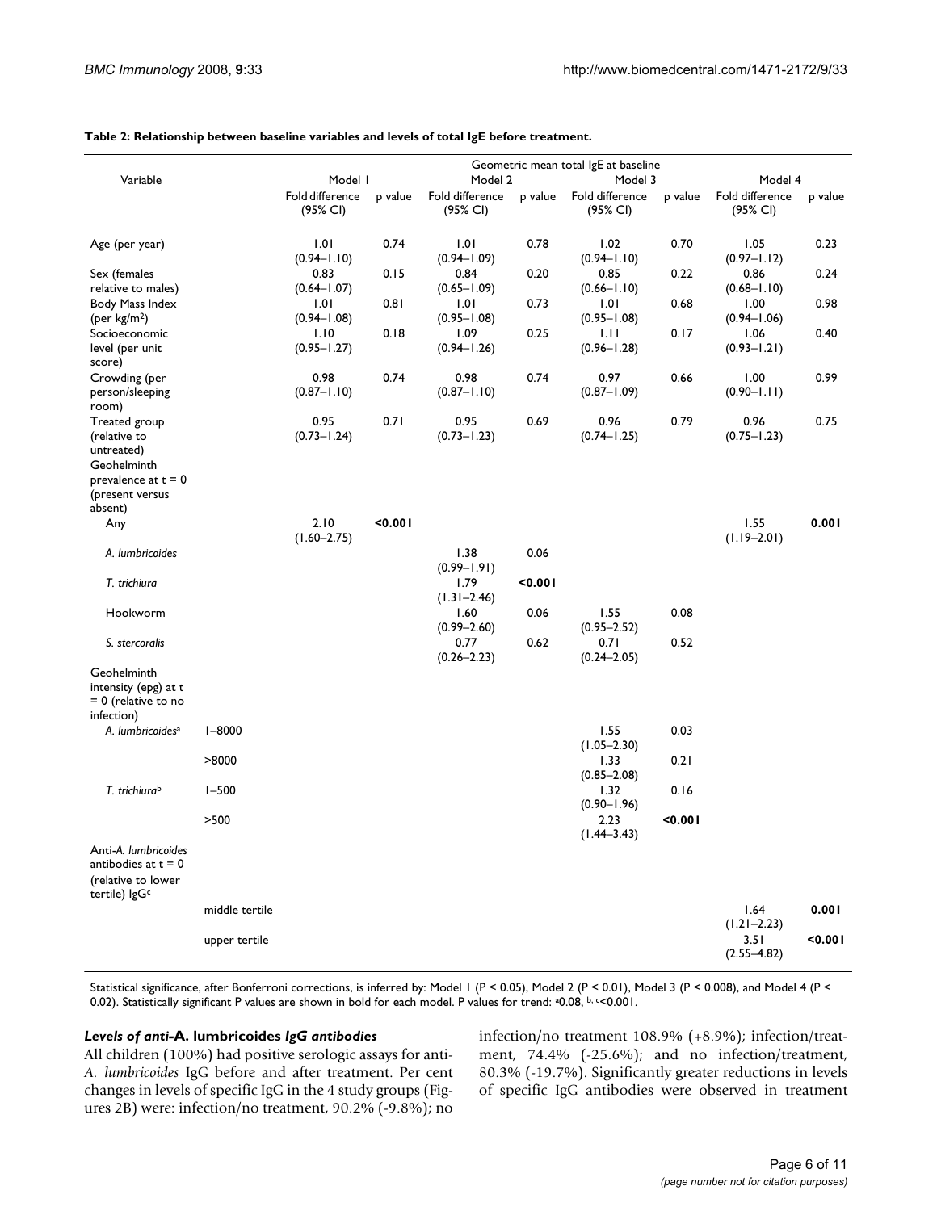**Table 2: Relationship between baseline variables and levels of total IgE before treatment.**

| Variable | | Geometric mean total IgE at baseline | | | | | | | |
|---|---|---|---|---|---|---|---|---|---|
| | | Model 1 | | Model 2 | | Model 3 | | Model 4 | |
| | | Fold difference (95% CI) | p value | Fold difference (95% CI) | p value | Fold difference (95% CI) | p value | Fold difference (95% CI) | p value |
| Age (per year) | | 1.01 (0.94–1.10) | 0.74 | 1.01 (0.94–1.09) | 0.78 | 1.02 (0.94–1.10) | 0.70 | 1.05 (0.97–1.12) | 0.23 |
| Sex (females relative to males) | | 0.83 (0.64–1.07) | 0.15 | 0.84 (0.65–1.09) | 0.20 | 0.85 (0.66–1.10) | 0.22 | 0.86 (0.68–1.10) | 0.24 |
| Body Mass Index (per kg/m$^2$) | | 1.01 (0.94–1.08) | 0.81 | 1.01 (0.95–1.08) | 0.73 | 1.01 (0.95–1.08) | 0.68 | 1.00 (0.94–1.06) | 0.98 |
| Socioeconomic level (per unit score) | | 1.10 (0.95–1.27) | 0.18 | 1.09 (0.94–1.26) | 0.25 | 1.11 (0.96–1.28) | 0.17 | 1.06 (0.93–1.21) | 0.40 |
| Crowding (per person/sleeping room) | | 0.98 (0.87–1.10) | 0.74 | 0.98 (0.87–1.10) | 0.74 | 0.97 (0.87–1.09) | 0.66 | 1.00 (0.90–1.11) | 0.99 |
| Treated group (relative to untreated) | | 0.95 (0.73–1.24) | 0.71 | 0.95 (0.73–1.23) | 0.69 | 0.96 (0.74–1.25) | 0.79 | 0.96 (0.75–1.23) | 0.75 |
| Geohelminth prevalence at t = 0 (present versus absent) | | | | | | | | | |
| Any | | 2.10 (1.60–2.75) | **<0.001** | | | | | 1.55 (1.19–2.01) | **0.001** |
| *A. lumbricoides* | | | | 1.38 (0.99–1.91) | 0.06 | | | | |
| *T. trichiura* | | | | 1.79 (1.31–2.46) | **<0.001** | | | | |
| Hookworm | | | | 1.60 (0.99–2.60) | 0.06 | 1.55 (0.95–2.52) | 0.08 | | |
| *S. stercoralis* | | | | 0.77 (0.26–2.23) | 0.62 | 0.71 (0.24–2.05) | 0.52 | | |
| Geohelminth intensity (epg) at t = 0 (relative to no infection) | | | | | | | | | |
| *A. lumbricoides*[a] | 1–8000 | | | | | 1.55 (1.05–2.30) | 0.03 | | |
| | >8000 | | | | | 1.33 (0.85–2.08) | 0.21 | | |
| *T. trichiura*[b] | 1–500 | | | | | 1.32 (0.90–1.96) | 0.16 | | |
| | >500 | | | | | 2.23 (1.44–3.43) | **<0.001** | | |
| Anti-*A. lumbricoides* antibodies at t = 0 (relative to lower tertile) IgG[c] | | | | | | | | | |
| | middle tertile | | | | | | | 1.64 (1.21–2.23) | **0.001** |
| | upper tertile | | | | | | | 3.51 (2.55–4.82) | **<0.001** |

Statistical significance, after Bonferroni corrections, is inferred by: Model 1 ($P < 0.05$), Model 2 ($P < 0.01$), Model 3 ($P < 0.008$), and Model 4 ($P < 0.02$). Statistically significant P values are shown in bold for each model. P values for trend: [a]0.08, [b, c]<0.001.

### *Levels of anti-***A. lumbricoides** *IgG antibodies*

All children (100%) had positive serologic assays for anti-*A. lumbricoides* IgG before and after treatment. Per cent changes in levels of specific IgG in the 4 study groups (Figures 2B) were: infection/no treatment, 90.2% (-9.8%); no infection/no treatment 108.9% (+8.9%); infection/treatment, 74.4% (-25.6%); and no infection/treatment, 80.3% (-19.7%). Significantly greater reductions in levels of specific IgG antibodies were observed in treatment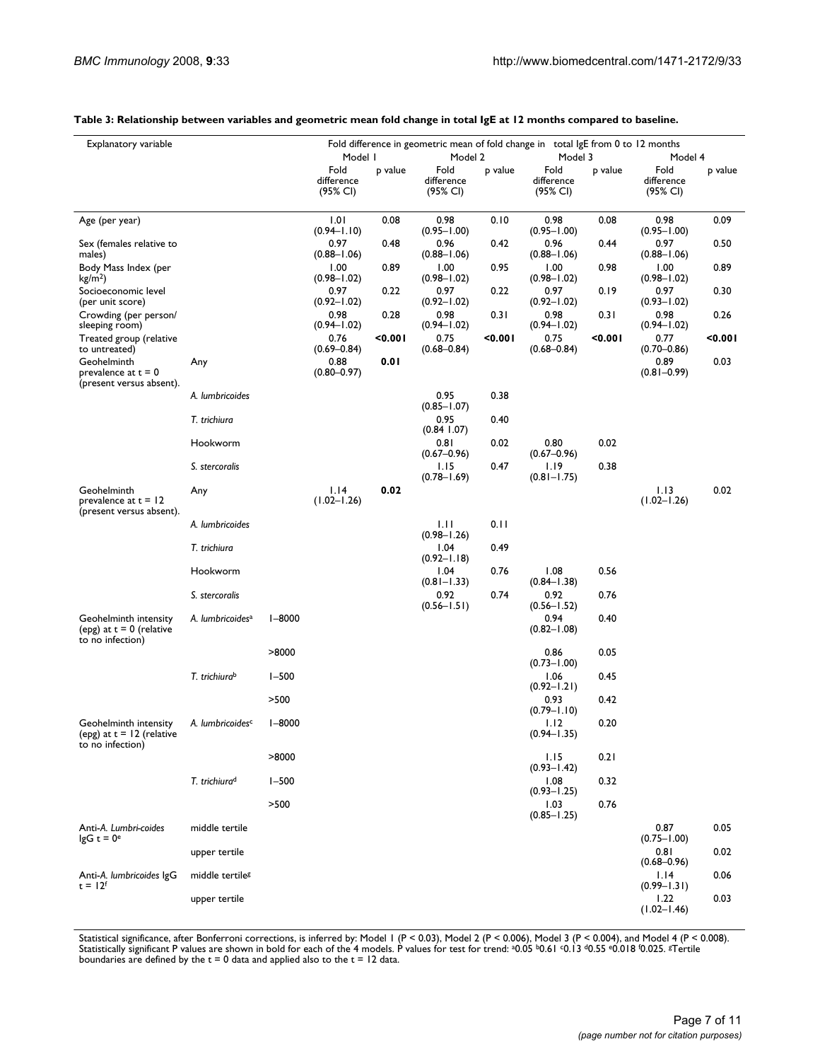**Table 3: Relationship between variables and geometric mean fold change in total IgE at 12 months compared to baseline.**

| Explanatory variable | | | Fold difference in geometric mean of fold change in total IgE from 0 to 12 months | | | | | | | |
|---|---|---|---|---|---|---|---|---|---|---|
| | | | Model 1 | | Model 2 | | Model 3 | | Model 4 | |
| | | | Fold difference (95% CI) | p value | Fold difference (95% CI) | p value | Fold difference (95% CI) | p value | Fold difference (95% CI) | p value |
| Age (per year) | | | 1.01 (0.94–1.10) | 0.08 | 0.98 (0.95–1.00) | 0.10 | 0.98 (0.95–1.00) | 0.08 | 0.98 (0.95–1.00) | 0.09 |
| Sex (females relative to males) | | | 0.97 (0.88–1.06) | 0.48 | 0.96 (0.88–1.06) | 0.42 | 0.96 (0.88–1.06) | 0.44 | 0.97 (0.88–1.06) | 0.50 |
| Body Mass Index (per kg/m²) | | | 1.00 (0.98–1.02) | 0.89 | 1.00 (0.98–1.02) | 0.95 | 1.00 (0.98–1.02) | 0.98 | 1.00 (0.98–1.02) | 0.89 |
| Socioeconomic level (per unit score) | | | 0.97 (0.92–1.02) | 0.22 | 0.97 (0.92–1.02) | 0.22 | 0.97 (0.92–1.02) | 0.19 | 0.97 (0.93–1.02) | 0.30 |
| Crowding (per person/ sleeping room) | | | 0.98 (0.94–1.02) | 0.28 | 0.98 (0.94–1.02) | 0.31 | 0.98 (0.94–1.02) | 0.31 | 0.98 (0.94–1.02) | 0.26 |
| Treated group (relative to untreated) | | | 0.76 (0.69–0.84) | **<0.001** | 0.75 (0.68–0.84) | **<0.001** | 0.75 (0.68–0.84) | **<0.001** | 0.77 (0.70–0.86) | **<0.001** |
| Geohelminth prevalence at t = 0 (present versus absent). | Any | | 0.88 (0.80–0.97) | **0.01** | | | | | 0.89 (0.81–0.99) | 0.03 |
| | *A. lumbricoides* | | | | 0.95 (0.85–1.07) | 0.38 | | | | |
| | *T. trichiura* | | | | 0.95 (0.84 1.07) | 0.40 | | | | |
| | Hookworm | | | | 0.81 (0.67–0.96) | 0.02 | 0.80 (0.67–0.96) | 0.02 | | |
| | *S. stercoralis* | | | | 1.15 (0.78–1.69) | 0.47 | 1.19 (0.81–1.75) | 0.38 | | |
| Geohelminth prevalence at t = 12 (present versus absent). | Any | | 1.14 (1.02–1.26) | **0.02** | | | | | 1.13 (1.02–1.26) | 0.02 |
| | *A. lumbricoides* | | | | 1.11 (0.98–1.26) | 0.11 | | | | |
| | *T. trichiura* | | | | 1.04 (0.92–1.18) | 0.49 | | | | |
| | Hookworm | | | | 1.04 (0.81–1.33) | 0.76 | 1.08 (0.84–1.38) | 0.56 | | |
| | *S. stercoralis* | | | | 0.92 (0.56–1.51) | 0.74 | 0.92 (0.56–1.52) | 0.76 | | |
| Geohelminth intensity (epg) at t = 0 (relative to no infection) | *A. lumbricoides*[a] | 1–8000 | | | | | 0.94 (0.82–1.08) | 0.40 | | |
| | | >8000 | | | | | 0.86 (0.73–1.00) | 0.05 | | |
| | *T. trichiura*[b] | 1–500 | | | | | 1.06 (0.92–1.21) | 0.45 | | |
| | | >500 | | | | | 0.93 (0.79–1.10) | 0.42 | | |
| Geohelminth intensity (epg) at t = 12 (relative to no infection) | *A. lumbricoides*[c] | 1–8000 | | | | | 1.12 (0.94–1.35) | 0.20 | | |
| | | >8000 | | | | | 1.15 (0.93–1.42) | 0.21 | | |
| | *T. trichiura*[d] | 1–500 | | | | | 1.08 (0.93–1.25) | 0.32 | | |
| | | >500 | | | | | 1.03 (0.85–1.25) | 0.76 | | |
| Anti-*A. Lumbri-coides* IgG t = 0[e] | middle tertile | | | | | | | | 0.87 (0.75–1.00) | 0.05 |
| | upper tertile | | | | | | | | 0.81 (0.68–0.96) | 0.02 |
| Anti-*A. lumbricoides* IgG t = 12[f] | middle tertile[g] | | | | | | | | 1.14 (0.99–1.31) | 0.06 |
| | upper tertile | | | | | | | | 1.22 (1.02–1.46) | 0.03 |

Statistical significance, after Bonferroni corrections, is inferred by: Model 1 ($P < 0.03$), Model 2 ($P < 0.006$), Model 3 ($P < 0.004$), and Model 4 ($P < 0.008$). Statistically significant P values are shown in bold for each of the 4 models. P values for test for trend: [a]0.05 [b]0.61 [c]0.13 [d]0.55 [e]0.018 [f]0.025. [g]Tertile boundaries are defined by the t = 0 data and applied also to the t = 12 data.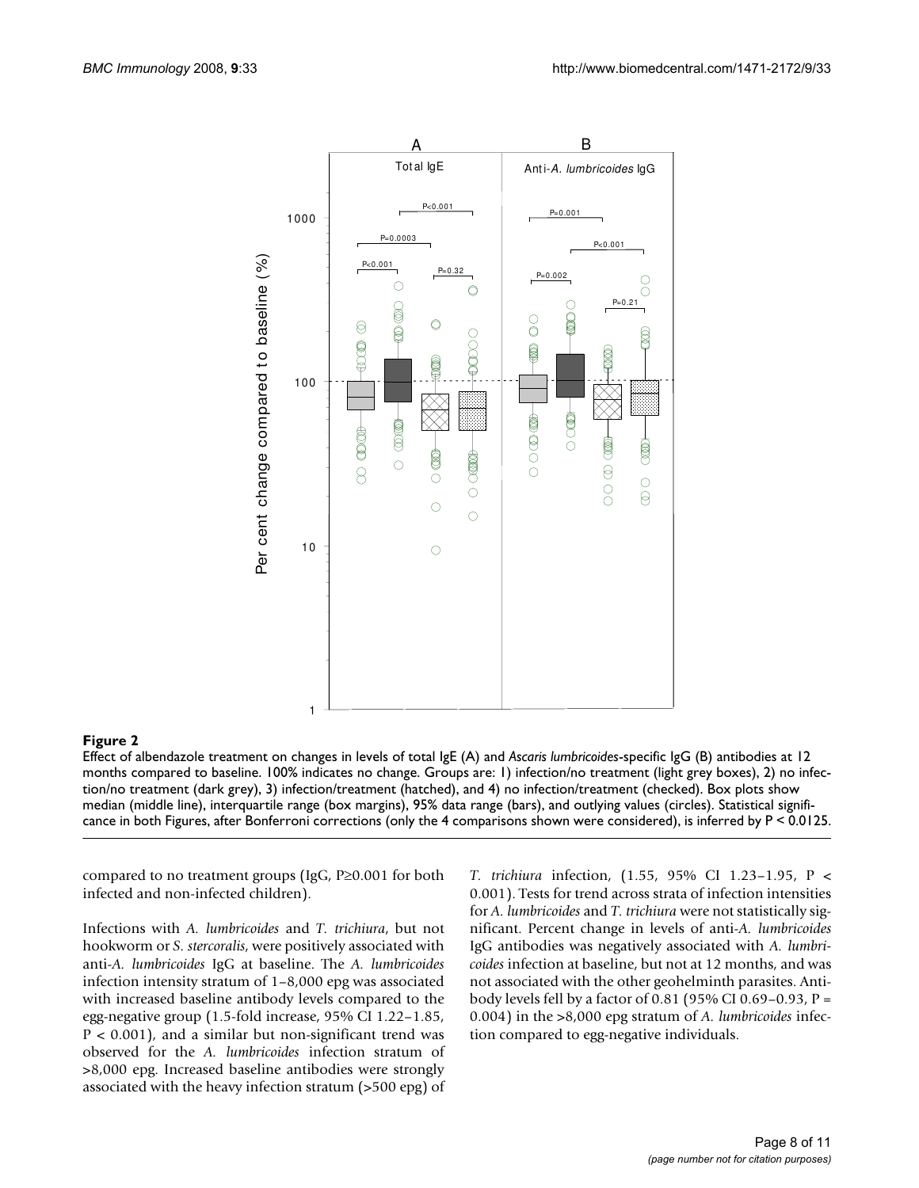**Figure 2**

Effect of albendazole treatment on changes in levels of total IgE (A) and *Ascaris lumbricoides*-specific IgG (B) antibodies at 12 months compared to baseline. 100% indicates no change. Groups are: 1) infection/no treatment (light grey boxes), 2) no infection/no treatment (dark grey), 3) infection/treatment (hatched), and 4) no infection/treatment (checked). Box plots show median (middle line), interquartile range (box margins), 95% data range (bars), and outlying values (circles). Statistical significance in both Figures, after Bonferroni corrections (only the 4 comparisons shown were considered), is inferred by $P < 0.0125$.

compared to no treatment groups (IgG, $P \geq 0.001$ for both infected and non-infected children).

Infections with *A. lumbricoides* and *T. trichiura*, but not hookworm or *S. stercoralis*, were positively associated with anti-*A. lumbricoides* IgG at baseline. The *A. lumbricoides* infection intensity stratum of 1–8,000 epg was associated with increased baseline antibody levels compared to the egg-negative group (1.5-fold increase, 95% CI 1.22–1.85, $P < 0.001$), and a similar but non-significant trend was observed for the *A. lumbricoides* infection stratum of >8,000 epg. Increased baseline antibodies were strongly associated with the heavy infection stratum (>500 epg) of *T. trichiura* infection, (1.55, 95% CI 1.23–1.95, $P < 0.001$). Tests for trend across strata of infection intensities for *A. lumbricoides* and *T. trichiura* were not statistically significant. Percent change in levels of anti-*A. lumbricoides* IgG antibodies was negatively associated with *A. lumbricoides* infection at baseline, but not at 12 months, and was not associated with the other geohelminth parasites. Antibody levels fell by a factor of 0.81 (95% CI 0.69–0.93, $P = 0.004$) in the >8,000 epg stratum of *A. lumbricoides* infection compared to egg-negative individuals.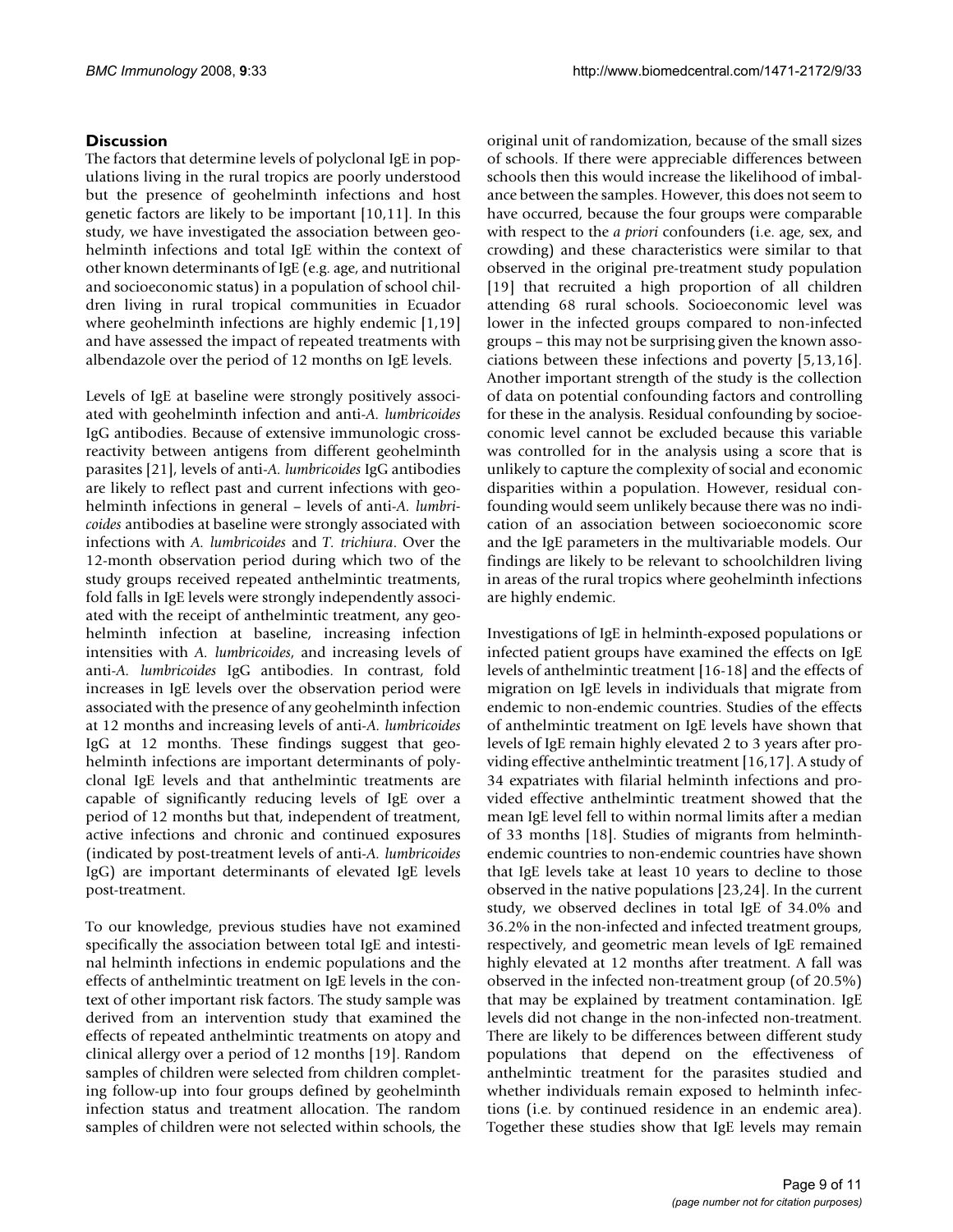## Discussion

The factors that determine levels of polyclonal IgE in populations living in the rural tropics are poorly understood but the presence of geohelminth infections and host genetic factors are likely to be important [10,11]. In this study, we have investigated the association between geohelminth infections and total IgE within the context of other known determinants of IgE (e.g. age, and nutritional and socioeconomic status) in a population of school children living in rural tropical communities in Ecuador where geohelminth infections are highly endemic [1,19] and have assessed the impact of repeated treatments with albendazole over the period of 12 months on IgE levels.

Levels of IgE at baseline were strongly positively associated with geohelminth infection and anti-*A. lumbricoides* IgG antibodies. Because of extensive immunologic cross-reactivity between antigens from different geohelminth parasites [21], levels of anti-*A. lumbricoides* IgG antibodies are likely to reflect past and current infections with geohelminth infections in general – levels of anti-*A. lumbricoides* antibodies at baseline were strongly associated with infections with *A. lumbricoides* and *T. trichiura*. Over the 12-month observation period during which two of the study groups received repeated anthelmintic treatments, fold falls in IgE levels were strongly independently associated with the receipt of anthelmintic treatment, any geohelminth infection at baseline, increasing infection intensities with *A. lumbricoides*, and increasing levels of anti-*A. lumbricoides* IgG antibodies. In contrast, fold increases in IgE levels over the observation period were associated with the presence of any geohelminth infection at 12 months and increasing levels of anti-*A. lumbricoides* IgG at 12 months. These findings suggest that geohelminth infections are important determinants of polyclonal IgE levels and that anthelmintic treatments are capable of significantly reducing levels of IgE over a period of 12 months but that, independent of treatment, active infections and chronic and continued exposures (indicated by post-treatment levels of anti-*A. lumbricoides* IgG) are important determinants of elevated IgE levels post-treatment.

To our knowledge, previous studies have not examined specifically the association between total IgE and intestinal helminth infections in endemic populations and the effects of anthelmintic treatment on IgE levels in the context of other important risk factors. The study sample was derived from an intervention study that examined the effects of repeated anthelmintic treatments on atopy and clinical allergy over a period of 12 months [19]. Random samples of children were selected from children completing follow-up into four groups defined by geohelminth infection status and treatment allocation. The random samples of children were not selected within schools, the original unit of randomization, because of the small sizes of schools. If there were appreciable differences between schools then this would increase the likelihood of imbalance between the samples. However, this does not seem to have occurred, because the four groups were comparable with respect to the *a priori* confounders (i.e. age, sex, and crowding) and these characteristics were similar to that observed in the original pre-treatment study population [19] that recruited a high proportion of all children attending 68 rural schools. Socioeconomic level was lower in the infected groups compared to non-infected groups – this may not be surprising given the known associations between these infections and poverty [5,13,16]. Another important strength of the study is the collection of data on potential confounding factors and controlling for these in the analysis. Residual confounding by socioeconomic level cannot be excluded because this variable was controlled for in the analysis using a score that is unlikely to capture the complexity of social and economic disparities within a population. However, residual confounding would seem unlikely because there was no indication of an association between socioeconomic score and the IgE parameters in the multivariable models. Our findings are likely to be relevant to schoolchildren living in areas of the rural tropics where geohelminth infections are highly endemic.

Investigations of IgE in helminth-exposed populations or infected patient groups have examined the effects on IgE levels of anthelmintic treatment [16-18] and the effects of migration on IgE levels in individuals that migrate from endemic to non-endemic countries. Studies of the effects of anthelmintic treatment on IgE levels have shown that levels of IgE remain highly elevated 2 to 3 years after providing effective anthelmintic treatment [16,17]. A study of 34 expatriates with filarial helminth infections and provided effective anthelmintic treatment showed that the mean IgE level fell to within normal limits after a median of 33 months [18]. Studies of migrants from helminth-endemic countries to non-endemic countries have shown that IgE levels take at least 10 years to decline to those observed in the native populations [23,24]. In the current study, we observed declines in total IgE of 34.0% and 36.2% in the non-infected and infected treatment groups, respectively, and geometric mean levels of IgE remained highly elevated at 12 months after treatment. A fall was observed in the infected non-treatment group (of 20.5%) that may be explained by treatment contamination. IgE levels did not change in the non-infected non-treatment. There are likely to be differences between different study populations that depend on the effectiveness of anthelmintic treatment for the parasites studied and whether individuals remain exposed to helminth infections (i.e. by continued residence in an endemic area). Together these studies show that IgE levels may remain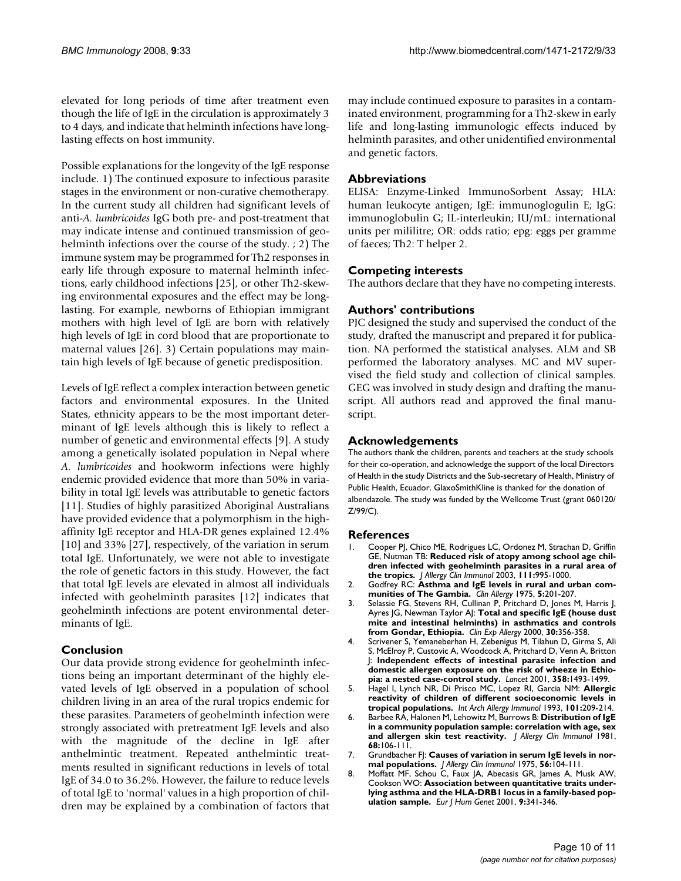elevated for long periods of time after treatment even though the life of IgE in the circulation is approximately 3 to 4 days, and indicate that helminth infections have long-lasting effects on host immunity.

Possible explanations for the longevity of the IgE response include. 1) The continued exposure to infectious parasite stages in the environment or non-curative chemotherapy. In the current study all children had significant levels of anti-*A. lumbricoides* IgG both pre- and post-treatment that may indicate intense and continued transmission of geohelminth infections over the course of the study. ; 2) The immune system may be programmed for Th2 responses in early life through exposure to maternal helminth infections, early childhood infections [25], or other Th2-skewing environmental exposures and the effect may be long-lasting. For example, newborns of Ethiopian immigrant mothers with high level of IgE are born with relatively high levels of IgE in cord blood that are proportionate to maternal values [26]. 3) Certain populations may maintain high levels of IgE because of genetic predisposition.

Levels of IgE reflect a complex interaction between genetic factors and environmental exposures. In the United States, ethnicity appears to be the most important determinant of IgE levels although this is likely to reflect a number of genetic and environmental effects [9]. A study among a genetically isolated population in Nepal where *A. lumbricoides* and hookworm infections were highly endemic provided evidence that more than 50% in variability in total IgE levels was attributable to genetic factors [11]. Studies of highly parasitized Aboriginal Australians have provided evidence that a polymorphism in the high-affinity IgE receptor and HLA-DR genes explained 12.4% [10] and 33% [27], respectively, of the variation in serum total IgE. Unfortunately, we were not able to investigate the role of genetic factors in this study. However, the fact that total IgE levels are elevated in almost all individuals infected with geohelminth parasites [12] indicates that geohelminth infections are potent environmental determinants of IgE.

## Conclusion

Our data provide strong evidence for geohelminth infections being an important determinant of the highly elevated levels of IgE observed in a population of school children living in an area of the rural tropics endemic for these parasites. Parameters of geohelminth infection were strongly associated with pretreatment IgE levels and also with the magnitude of the decline in IgE after anthelmintic treatment. Repeated anthelmintic treatments resulted in significant reductions in levels of total IgE of 34.0 to 36.2%. However, the failure to reduce levels of total IgE to 'normal' values in a high proportion of children may be explained by a combination of factors that may include continued exposure to parasites in a contaminated environment, programming for a Th2-skew in early life and long-lasting immunologic effects induced by helminth parasites, and other unidentified environmental and genetic factors.

## Abbreviations

ELISA: Enzyme-Linked ImmunoSorbent Assay; HLA: human leukocyte antigen; IgE: immunoglogulin E; IgG: immunoglobulin G; IL-interleukin; IU/mL: international units per mililitre; OR: odds ratio; epg: eggs per gramme of faeces; Th2: T helper 2.

## Competing interests

The authors declare that they have no competing interests.

## Authors' contributions

PJC designed the study and supervised the conduct of the study, drafted the manuscript and prepared it for publication. NA performed the statistical analyses. ALM and SB performed the laboratory analyses. MC and MV supervised the field study and collection of clinical samples. GEG was involved in study design and drafting the manuscript. All authors read and approved the final manuscript.

## Acknowledgements

The authors thank the children, parents and teachers at the study schools for their co-operation, and acknowledge the support of the local Directors of Health in the study Districts and the Sub-secretary of Health, Ministry of Public Health, Ecuador. GlaxoSmithKline is thanked for the donation of albendazole. The study was funded by the Wellcome Trust (grant 060120/Z/99/C).

## References

1. Cooper PJ, Chico ME, Rodrigues LC, Ordonez M, Strachan D, Griffin GE, Nutman TB: **Reduced risk of atopy among school age children infected with geohelminth parasites in a rural area of the tropics.** *J Allergy Clin Immunol* 2003, **111:**995-1000.
2. Godfrey RC: **Asthma and IgE levels in rural and urban communities of The Gambia.** *Clin Allergy* 1975, **5:**201-207.
3. Selassie FG, Stevens RH, Cullinan P, Pritchard D, Jones M, Harris J, Ayres JG, Newman Taylor AJ: **Total and specific IgE (house dust mite and intestinal helminths) in asthmatics and controls from Gondar, Ethiopia.** *Clin Exp Allergy* 2000, **30:**356-358.
4. Scrivener S, Yemaneberhan H, Zebenigus M, Tilahun D, Girma S, Ali S, McElroy P, Custovic A, Woodcock A, Pritchard D, Venn A, Britton J: **Independent effects of intestinal parasite infection and domestic allergen exposure on the risk of wheeze in Ethiopia: a nested case-control study.** *Lancet* 2001, **358:**1493-1499.
5. Hagel I, Lynch NR, Di Prisco MC, Lopez RI, Garcia NM: **Allergic reactivity of children of different socioeconomic levels in tropical populations.** *Int Arch Allergy Immunol* 1993, **101:**209-214.
6. Barbee RA, Halonen M, Lehowitz M, Burrows B: **Distribution of IgE in a community population sample: correlation with age, sex and allergen skin test reactivity.** *J Allergy Clin Immunol* 1981, **68:**106-111.
7. Grundbacher FJ: **Causes of variation in serum IgE levels in normal populations.** *J Allergy Clin Immunol* 1975, **56:**104-111.
8. Moffatt MF, Schou C, Faux JA, Abecasis GR, James A, Musk AW, Cookson WO: **Association between quantitative traits underlying asthma and the HLA-DRB1 locus in a family-based population sample.** *Eur J Hum Genet* 2001, **9:**341-346.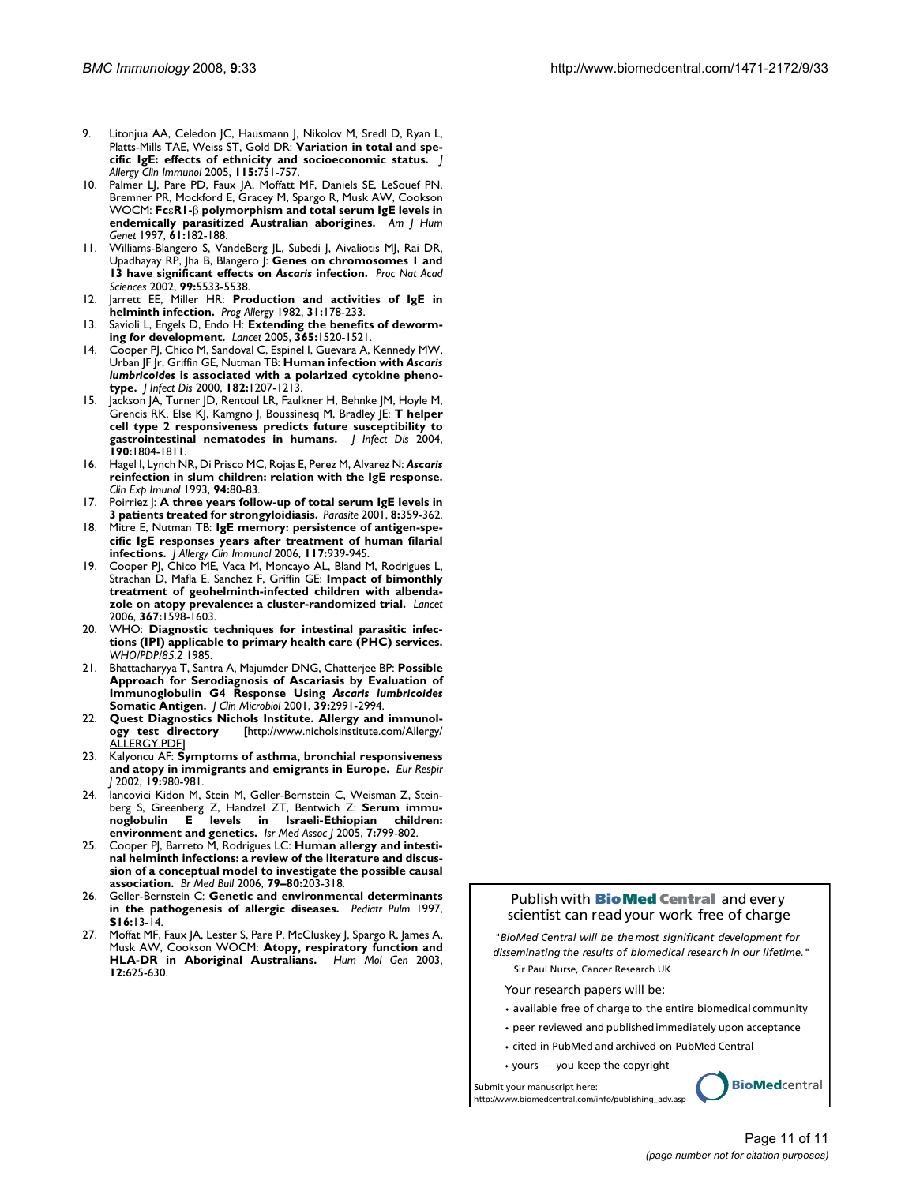9. Litonjua AA, Celedon JC, Hausmann J, Nikolov M, Sredl D, Ryan L, Platts-Mills TAE, Weiss ST, Gold DR: **Variation in total and specific IgE: effects of ethnicity and socioeconomic status.** *J Allergy Clin Immunol* 2005, **115:**751-757.
10. Palmer LJ, Pare PD, Faux JA, Moffatt MF, Daniels SE, LeSouef PN, Bremner PR, Mockford E, Gracey M, Spargo R, Musk AW, Cookson WOCM: **FcεRI-β polymorphism and total serum IgE levels in endemically parasitized Australian aborigines.** *Am J Hum Genet* 1997, **61:**182-188.
11. Williams-Blangero S, VandeBerg JL, Subedi J, Aivaliotis MJ, Rai DR, Upadhayay RP, Jha B, Blangero J: **Genes on chromosomes 1 and 13 have significant effects on *Ascaris* infection.** *Proc Nat Acad Sciences* 2002, **99:**5533-5538.
12. Jarrett EE, Miller HR: **Production and activities of IgE in helminth infection.** *Prog Allergy* 1982, **31:**178-233.
13. Savioli L, Engels D, Endo H: **Extending the benefits of deworming for development.** *Lancet* 2005, **365:**1520-1521.
14. Cooper PJ, Chico M, Sandoval C, Espinel I, Guevara A, Kennedy MW, Urban JF Jr, Griffin GE, Nutman TB: **Human infection with *Ascaris lumbricoides* is associated with a polarized cytokine phenotype.** *J Infect Dis* 2000, **182:**1207-1213.
15. Jackson JA, Turner JD, Rentoul LR, Faulkner H, Behnke JM, Hoyle M, Grencis RK, Else KJ, Kamgno J, Boussinesq M, Bradley JE: **T helper cell type 2 responsiveness predicts future susceptibility to gastrointestinal nematodes in humans.** *J Infect Dis* 2004, **190:**1804-1811.
16. Hagel I, Lynch NR, Di Prisco MC, Rojas E, Perez M, Alvarez N: ***Ascaris* reinfection in slum children: relation with the IgE response.** *Clin Exp Imunol* 1993, **94:**80-83.
17. Poirriez J: **A three years follow-up of total serum IgE levels in 3 patients treated for strongyloidiasis.** *Parasite* 2001, **8:**359-362.
18. Mitre E, Nutman TB: **IgE memory: persistence of antigen-specific IgE responses years after treatment of human filarial infections.** *J Allergy Clin Immunol* 2006, **117:**939-945.
19. Cooper PJ, Chico ME, Vaca M, Moncayo AL, Bland M, Rodrigues L, Strachan D, Mafla E, Sanchez F, Griffin GE: **Impact of bimonthly treatment of geohelminth-infected children with albendazole on atopy prevalence: a cluster-randomized trial.** *Lancet* 2006, **367:**1598-1603.
20. WHO: **Diagnostic techniques for intestinal parasitic infections (IPI) applicable to primary health care (PHC) services.** *WHO/PDP/85.2* 1985.
21. Bhattacharyya T, Santra A, Majumder DNG, Chatterjee BP: **Possible Approach for Serodiagnosis of Ascariasis by Evaluation of Immunoglobulin G4 Response Using *Ascaris lumbricoides* Somatic Antigen.** *J Clin Microbiol* 2001, **39:**2991-2994.
22. **Quest Diagnostics Nichols Institute. Allergy and immunology test directory** [http://www.nicholsinstitute.com/Allergy/ALLERGY.PDF]
23. Kalyoncu AF: **Symptoms of asthma, bronchial responsiveness and atopy in immigrants and emigrants in Europe.** *Eur Respir J* 2002, **19:**980-981.
24. Iancovici Kidon M, Stein M, Geller-Bernstein C, Weisman Z, Steinberg S, Greenberg Z, Handzel ZT, Bentwich Z: **Serum immunoglobulin E levels in Israeli-Ethiopian children: environment and genetics.** *Isr Med Assoc J* 2005, **7:**799-802.
25. Cooper PJ, Barreto M, Rodrigues LC: **Human allergy and intestinal helminth infections: a review of the literature and discussion of a conceptual model to investigate the possible causal association.** *Br Med Bull* 2006, **79–80:**203-318.
26. Geller-Bernstein C: **Genetic and environmental determinants in the pathogenesis of allergic diseases.** *Pediatr Pulm* 1997, **S16:**13-14.
27. Moffat MF, Faux JA, Lester S, Pare P, McCluskey J, Spargo R, James A, Musk AW, Cookson WOCM: **Atopy, respiratory function and HLA-DR in Aboriginal Australians.** *Hum Mol Gen* 2003, **12:**625-630.

Publish with **BioMed Central** and every scientist can read your work free of charge

*"BioMed Central will be the most significant development for disseminating the results of biomedical research in our lifetime."*
Sir Paul Nurse, Cancer Research UK

Your research papers will be:

- available free of charge to the entire biomedical community
- peer reviewed and published immediately upon acceptance
- cited in PubMed and archived on PubMed Central
- yours — you keep the copyright

Submit your manuscript here:
http://www.biomedcentral.com/info/publishing_adv.asp

BioMedcentral